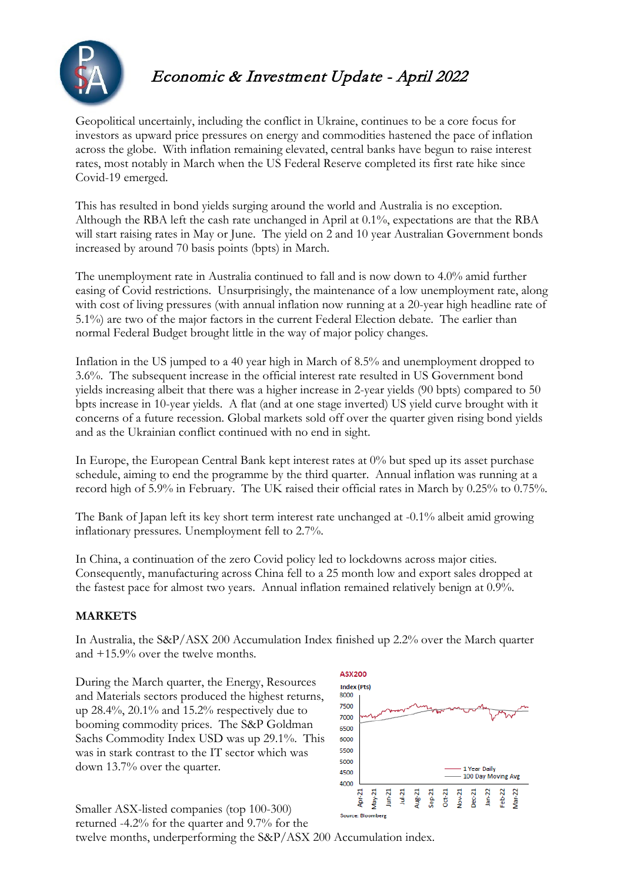# *Economic & Investment Update - April 2022*

Geopolitical uncertainly, including the conflict in Ukraine, continues to be a core focus for investors as upward price pressures on energy and commodities hastened the pace of inflation across the globe. With inflation remaining elevated, central banks have begun to raise interest rates, most notably in March when the US Federal Reserve completed its first rate hike since Covid-19 emerged.

This has resulted in bond yields surging around the world and Australia is no exception. Although the RBA left the cash rate unchanged in April at 0.1%, expectations are that the RBA will start raising rates in May or June. The yield on 2 and 10 year Australian Government bonds increased by around 70 basis points (bpts) in March.

The unemployment rate in Australia continued to fall and is now down to 4.0% amid further easing of Covid restrictions. Unsurprisingly, the maintenance of a low unemployment rate, along with cost of living pressures (with annual inflation now running at a 20-year high headline rate of 5.1%) are two of the major factors in the current Federal Election debate. The earlier than normal Federal Budget brought little in the way of major policy changes.

Inflation in the US jumped to a 40 year high in March of 8.5% and unemployment dropped to 3.6%. The subsequent increase in the official interest rate resulted in US Government bond yields increasing albeit that there was a higher increase in 2-year yields (90 bpts) compared to 50 bpts increase in 10-year yields. A flat (and at one stage inverted) US yield curve brought with it concerns of a future recession. Global markets sold off over the quarter given rising bond yields and as the Ukrainian conflict continued with no end in sight.

In Europe, the European Central Bank kept interest rates at 0% but sped up its asset purchase schedule, aiming to end the programme by the third quarter. Annual inflation was running at a record high of 5.9% in February. The UK raised their official rates in March by 0.25% to 0.75%.

The Bank of Japan left its key short term interest rate unchanged at -0.1% albeit amid growing inflationary pressures. Unemployment fell to 2.7%.

In China, a continuation of the zero Covid policy led to lockdowns across major cities. Consequently, manufacturing across China fell to a 25 month low and export sales dropped at the fastest pace for almost two years. Annual inflation remained relatively benign at 0.9%.

## MARKETS

In Australia, the S&P/ASX 200 Accumulation Index finished up 2.2% over the March quarter and +15.9% over the twelve months.

During the March quarter, the Energy, Resources and Materials sectors produced the highest returns, up 28.4%, 20.1% and 15.2% respectively due to booming commodity prices. The S&P Goldman Sachs Commodity Index USD was up 29.1%. This was in stark contrast to the IT sector which was down 13.7% over the quarter.

Smaller ASX-listed companies (top 100-300) returned -4.2% for the quarter and 9.7% for the twelve months, underperforming the S&P/ASX 200 Accumulation index.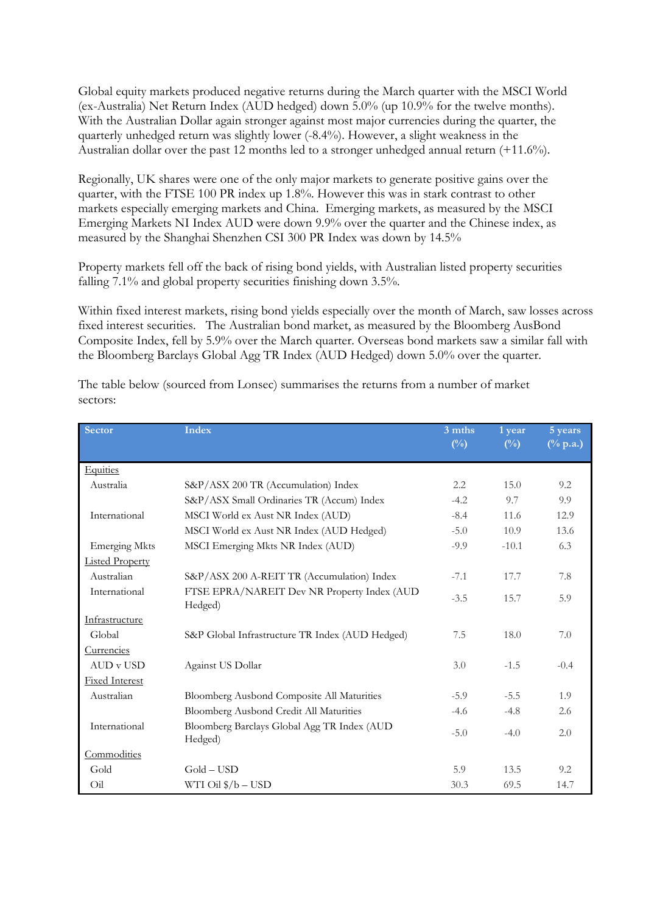Global equity markets produced negative returns during the March quarter with the MSCI World (ex-Australia) Net Return Index (AUD hedged) down 5.0% (up 10.9% for the twelve months). With the Australian Dollar again stronger against most major currencies during the quarter, the quarterly unhedged return was slightly lower (-8.4%). However, a slight weakness in the Australian dollar over the past 12 months led to a stronger unhedged annual return (+11.6%).

Regionally, UK shares were one of the only major markets to generate positive gains over the quarter, with the FTSE 100 PR index up 1.8%. However this was in stark contrast to other markets especially emerging markets and China. Emerging markets, as measured by the MSCI Emerging Markets NI Index AUD were down 9.9% over the quarter and the Chinese index, as measured by the Shanghai Shenzhen CSI 300 PR Index was down by 14.5%

Property markets fell off the back of rising bond yields, with Australian listed property securities falling 7.1% and global property securities finishing down 3.5%.

Within fixed interest markets, rising bond yields especially over the month of March, saw losses across fixed interest securities. The Australian bond market, as measured by the Bloomberg AusBond Composite Index, fell by 5.9% over the March quarter. Overseas bond markets saw a similar fall with the Bloomberg Barclays Global Agg TR Index (AUD Hedged) down 5.0% over the quarter.

The table below (sourced from Lonsec) summarises the returns from a number of market sectors:

| Sector | Index | 3 mths (%) | 1 year (%) | 5 years (% p.a.) |
|---|---|---|---|---|
| Equities | | | | |
| Australia | S&P/ASX 200 TR (Accumulation) Index | 2.2 | 15.0 | 9.2 |
| | S&P/ASX Small Ordinaries TR (Accum) Index | -4.2 | 9.7 | 9.9 |
| International | MSCI World ex Aust NR Index (AUD) | -8.4 | 11.6 | 12.9 |
| | MSCI World ex Aust NR Index (AUD Hedged) | -5.0 | 10.9 | 13.6 |
| Emerging Mkts | MSCI Emerging Mkts NR Index (AUD) | -9.9 | -10.1 | 6.3 |
| Listed Property | | | | |
| Australian | S&P/ASX 200 A-REIT TR (Accumulation) Index | -7.1 | 17.7 | 7.8 |
| International | FTSE EPRA/NAREIT Dev NR Property Index (AUD Hedged) | -3.5 | 15.7 | 5.9 |
| Infrastructure | | | | |
| Global | S&P Global Infrastructure TR Index (AUD Hedged) | 7.5 | 18.0 | 7.0 |
| Currencies | | | | |
| AUD v USD | Against US Dollar | 3.0 | -1.5 | -0.4 |
| Fixed Interest | | | | |
| Australian | Bloomberg Ausbond Composite All Maturities | -5.9 | -5.5 | 1.9 |
| | Bloomberg Ausbond Credit All Maturities | -4.6 | -4.8 | 2.6 |
| International | Bloomberg Barclays Global Agg TR Index (AUD Hedged) | -5.0 | -4.0 | 2.0 |
| Commodities | | | | |
| Gold | Gold – USD | 5.9 | 13.5 | 9.2 |
| Oil | WTI Oil $/b – USD | 30.3 | 69.5 | 14.7 |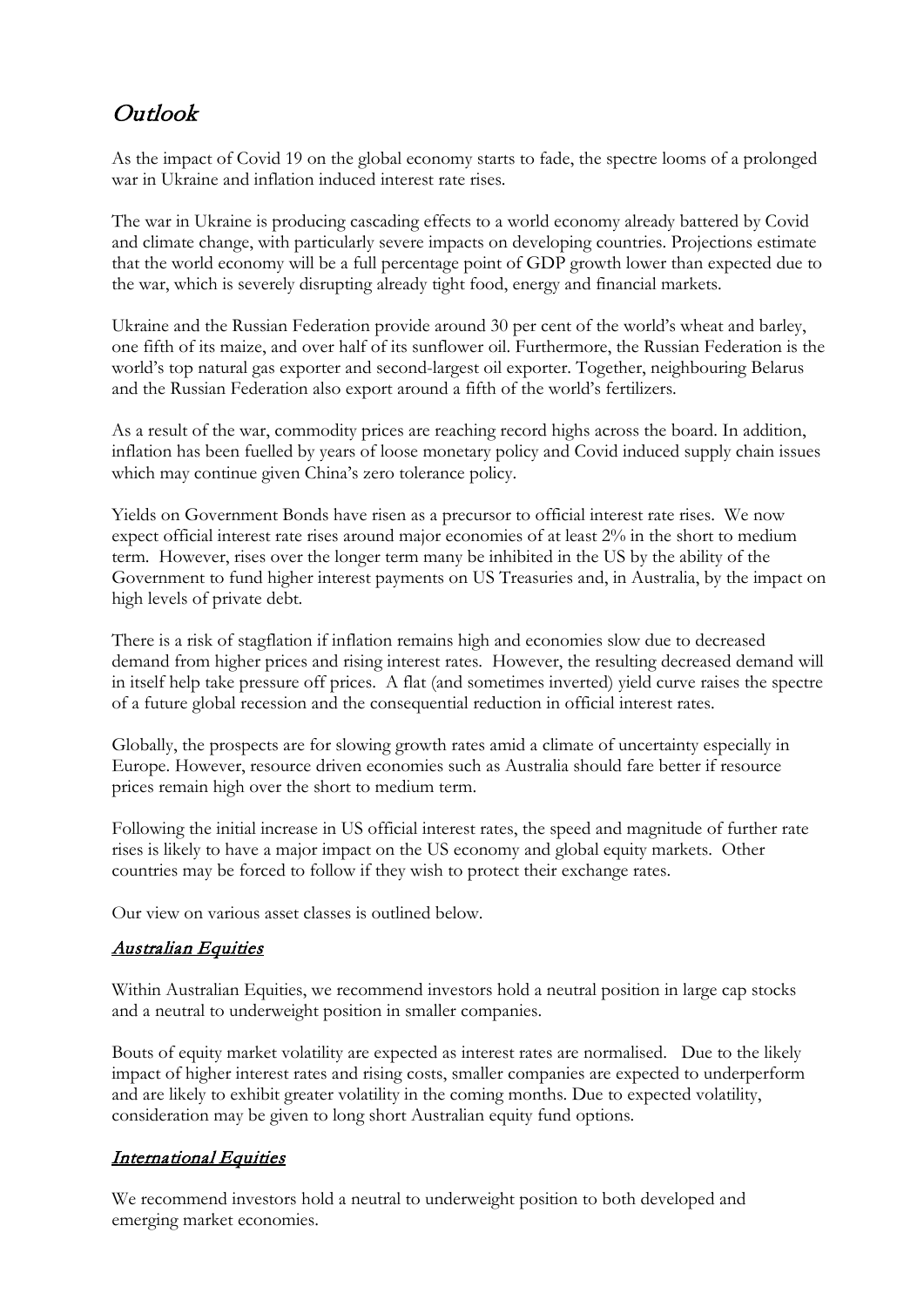# *Outlook*

As the impact of Covid 19 on the global economy starts to fade, the spectre looms of a prolonged war in Ukraine and inflation induced interest rate rises.

The war in Ukraine is producing cascading effects to a world economy already battered by Covid and climate change, with particularly severe impacts on developing countries. Projections estimate that the world economy will be a full percentage point of GDP growth lower than expected due to the war, which is severely disrupting already tight food, energy and financial markets.

Ukraine and the Russian Federation provide around 30 per cent of the world's wheat and barley, one fifth of its maize, and over half of its sunflower oil. Furthermore, the Russian Federation is the world's top natural gas exporter and second-largest oil exporter. Together, neighbouring Belarus and the Russian Federation also export around a fifth of the world's fertilizers.

As a result of the war, commodity prices are reaching record highs across the board. In addition, inflation has been fuelled by years of loose monetary policy and Covid induced supply chain issues which may continue given China's zero tolerance policy.

Yields on Government Bonds have risen as a precursor to official interest rate rises. We now expect official interest rate rises around major economies of at least 2% in the short to medium term. However, rises over the longer term many be inhibited in the US by the ability of the Government to fund higher interest payments on US Treasuries and, in Australia, by the impact on high levels of private debt.

There is a risk of stagflation if inflation remains high and economies slow due to decreased demand from higher prices and rising interest rates. However, the resulting decreased demand will in itself help take pressure off prices. A flat (and sometimes inverted) yield curve raises the spectre of a future global recession and the consequential reduction in official interest rates.

Globally, the prospects are for slowing growth rates amid a climate of uncertainty especially in Europe. However, resource driven economies such as Australia should fare better if resource prices remain high over the short to medium term.

Following the initial increase in US official interest rates, the speed and magnitude of further rate rises is likely to have a major impact on the US economy and global equity markets. Other countries may be forced to follow if they wish to protect their exchange rates.

Our view on various asset classes is outlined below.

## *Australian Equities*

Within Australian Equities, we recommend investors hold a neutral position in large cap stocks and a neutral to underweight position in smaller companies.

Bouts of equity market volatility are expected as interest rates are normalised. Due to the likely impact of higher interest rates and rising costs, smaller companies are expected to underperform and are likely to exhibit greater volatility in the coming months. Due to expected volatility, consideration may be given to long short Australian equity fund options.

## *International Equities*

We recommend investors hold a neutral to underweight position to both developed and emerging market economies.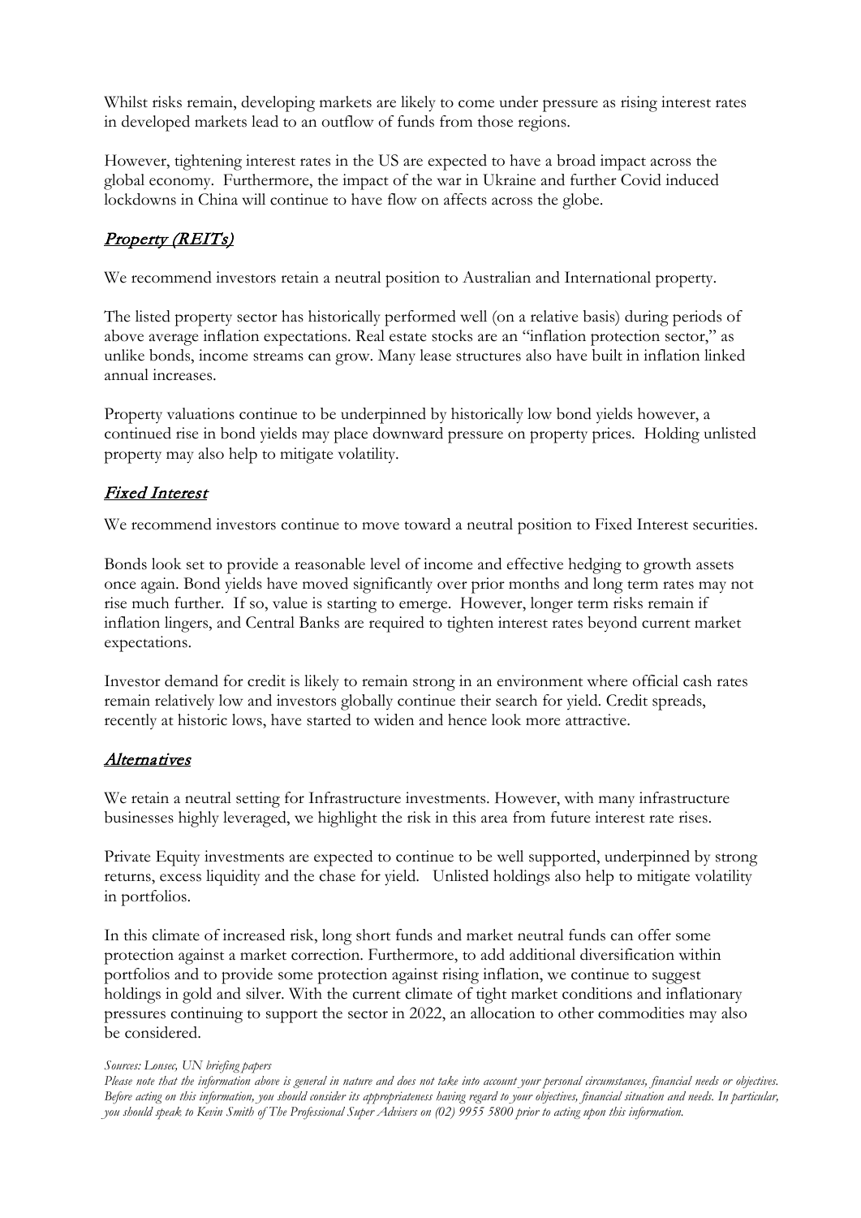Whilst risks remain, developing markets are likely to come under pressure as rising interest rates in developed markets lead to an outflow of funds from those regions.

However, tightening interest rates in the US are expected to have a broad impact across the global economy. Furthermore, the impact of the war in Ukraine and further Covid induced lockdowns in China will continue to have flow on affects across the globe.

## *Property (REITs)*

We recommend investors retain a neutral position to Australian and International property.

The listed property sector has historically performed well (on a relative basis) during periods of above average inflation expectations. Real estate stocks are an "inflation protection sector," as unlike bonds, income streams can grow. Many lease structures also have built in inflation linked annual increases.

Property valuations continue to be underpinned by historically low bond yields however, a continued rise in bond yields may place downward pressure on property prices. Holding unlisted property may also help to mitigate volatility.

## *Fixed Interest*

We recommend investors continue to move toward a neutral position to Fixed Interest securities.

Bonds look set to provide a reasonable level of income and effective hedging to growth assets once again. Bond yields have moved significantly over prior months and long term rates may not rise much further. If so, value is starting to emerge. However, longer term risks remain if inflation lingers, and Central Banks are required to tighten interest rates beyond current market expectations.

Investor demand for credit is likely to remain strong in an environment where official cash rates remain relatively low and investors globally continue their search for yield. Credit spreads, recently at historic lows, have started to widen and hence look more attractive.

## *Alternatives*

We retain a neutral setting for Infrastructure investments. However, with many infrastructure businesses highly leveraged, we highlight the risk in this area from future interest rate rises.

Private Equity investments are expected to continue to be well supported, underpinned by strong returns, excess liquidity and the chase for yield. Unlisted holdings also help to mitigate volatility in portfolios.

In this climate of increased risk, long short funds and market neutral funds can offer some protection against a market correction. Furthermore, to add additional diversification within portfolios and to provide some protection against rising inflation, we continue to suggest holdings in gold and silver. With the current climate of tight market conditions and inflationary pressures continuing to support the sector in 2022, an allocation to other commodities may also be considered.

*Sources: Lonsec, UN briefing papers*

*Please note that the information above is general in nature and does not take into account your personal circumstances, financial needs or objectives. Before acting on this information, you should consider its appropriateness having regard to your objectives, financial situation and needs. In particular, you should speak to Kevin Smith of The Professional Super Advisers on (02) 9955 5800 prior to acting upon this information.*